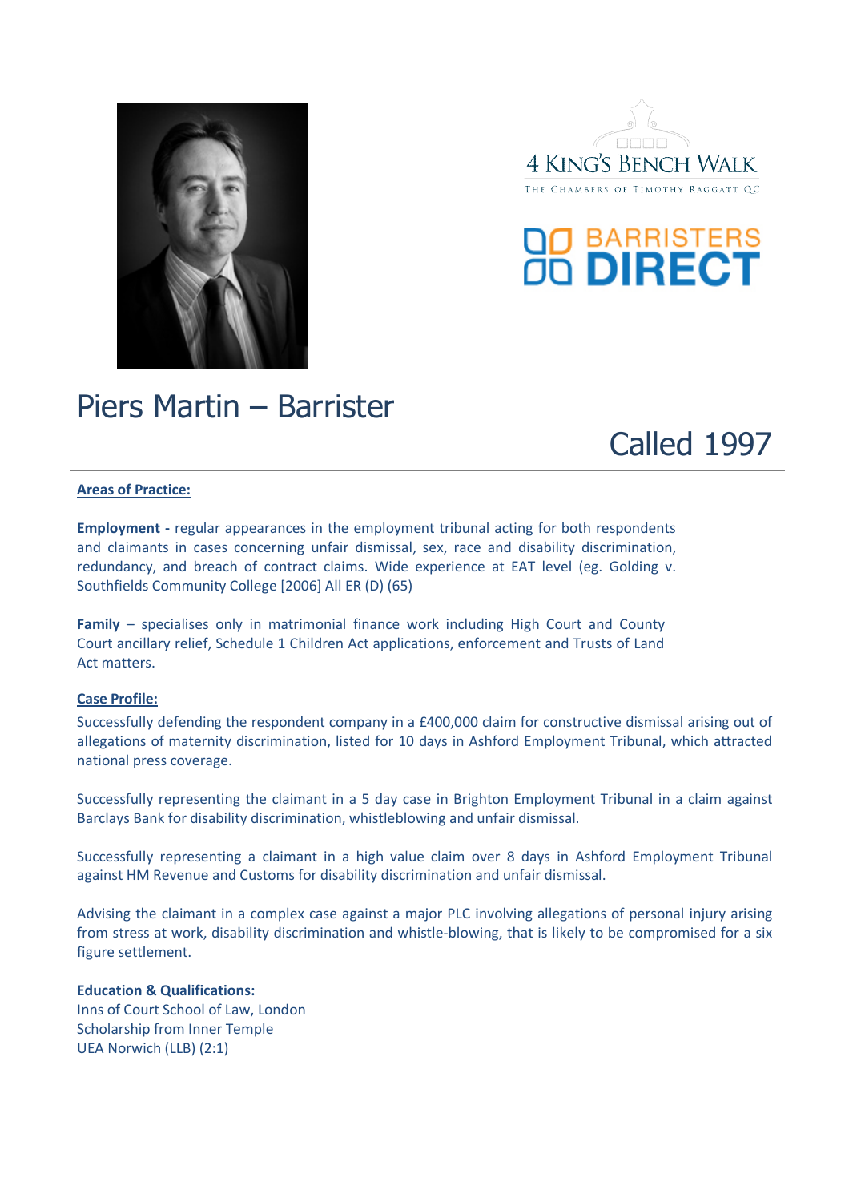4 KING'S BENCH WALK

THE CHAMBERS OF TIMOTHY RAGGATT QC

BARRISTERS DIRECT

# Piers Martin – Barrister

Called 1997

**Areas of Practice:**

**Employment -** regular appearances in the employment tribunal acting for both respondents and claimants in cases concerning unfair dismissal, sex, race and disability discrimination, redundancy, and breach of contract claims. Wide experience at EAT level (eg. Golding v. Southfields Community College [2006] All ER (D) (65)

**Family** – specialises only in matrimonial finance work including High Court and County Court ancillary relief, Schedule 1 Children Act applications, enforcement and Trusts of Land Act matters.

**Case Profile:**

Successfully defending the respondent company in a £400,000 claim for constructive dismissal arising out of allegations of maternity discrimination, listed for 10 days in Ashford Employment Tribunal, which attracted national press coverage.

Successfully representing the claimant in a 5 day case in Brighton Employment Tribunal in a claim against Barclays Bank for disability discrimination, whistleblowing and unfair dismissal.

Successfully representing a claimant in a high value claim over 8 days in Ashford Employment Tribunal against HM Revenue and Customs for disability discrimination and unfair dismissal.

Advising the claimant in a complex case against a major PLC involving allegations of personal injury arising from stress at work, disability discrimination and whistle-blowing, that is likely to be compromised for a six figure settlement.

**Education & Qualifications:**

Inns of Court School of Law, London
Scholarship from Inner Temple
UEA Norwich (LLB) (2:1)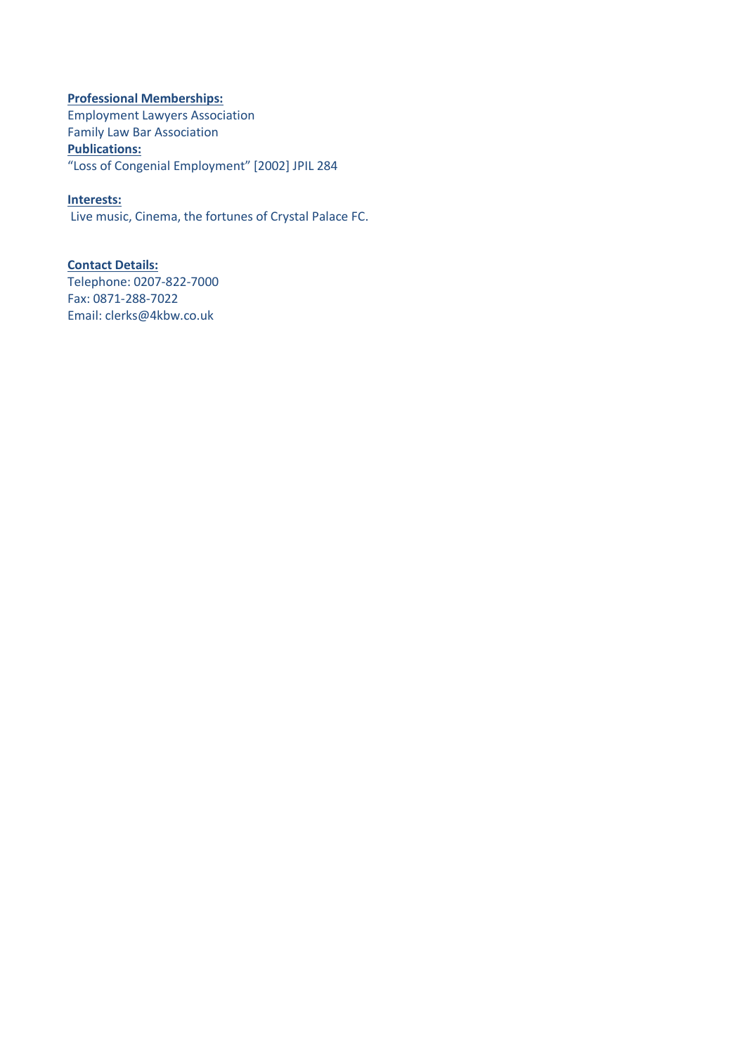**Professional Memberships:**

Employment Lawyers Association
Family Law Bar Association

**Publications:**

"Loss of Congenial Employment" [2002] JPIL 284

**Interests:**

Live music, Cinema, the fortunes of Crystal Palace FC.

**Contact Details:**

Telephone: 0207-822-7000
Fax: 0871-288-7022
Email: clerks@4kbw.co.uk